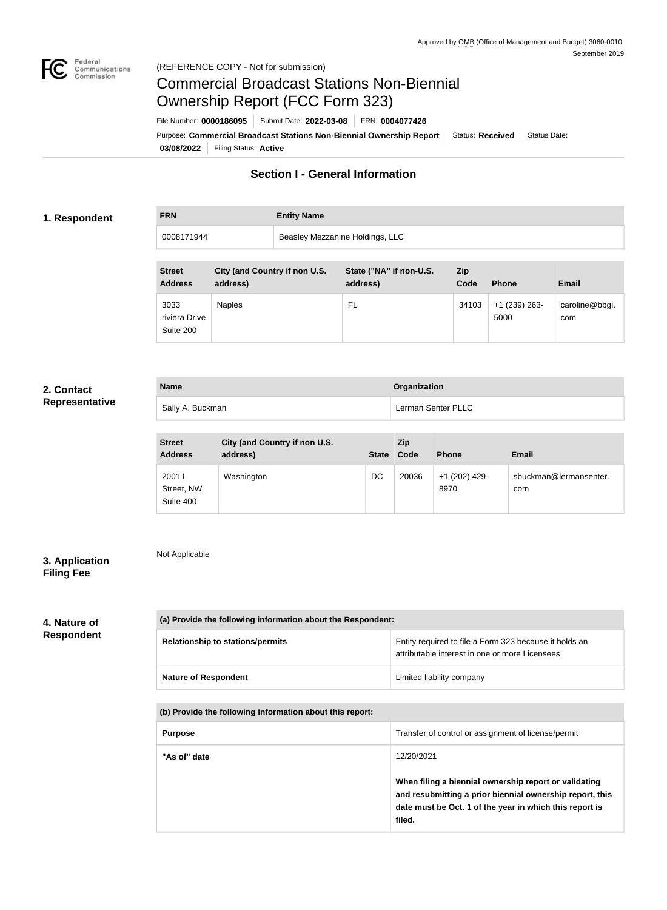Approved by OMB (Office of Management and Budget) 3060-0010
September 2019

(REFERENCE COPY - Not for submission)

# Commercial Broadcast Stations Non-Biennial Ownership Report (FCC Form 323)

File Number: **0000186095** | Submit Date: **2022-03-08** | FRN: **0004077426**

Purpose: **Commercial Broadcast Stations Non-Biennial Ownership Report** | Status: **Received** | Status Date: **03/08/2022** | Filing Status: **Active**

## Section I - General Information

### 1. Respondent

| FRN | Entity Name |
| --- | --- |
| 0008171944 | Beasley Mezzanine Holdings, LLC |

| Street Address | City (and Country if non U.S. address) | State ("NA" if non-U.S. address) | Zip Code | Phone | Email |
| --- | --- | --- | --- | --- | --- |
| 3033 riviera Drive Suite 200 | Naples | FL | 34103 | +1 (239) 263-5000 | caroline@bbgi.com |

### 2. Contact Representative

| Name | Organization |
| --- | --- |
| Sally A. Buckman | Lerman Senter PLLC |

| Street Address | City (and Country if non U.S. address) | State | Zip Code | Phone | Email |
| --- | --- | --- | --- | --- | --- |
| 2001 L Street, NW Suite 400 | Washington | DC | 20036 | +1 (202) 429-8970 | sbuckman@lermansenter.com |

### 3. Application Filing Fee

Not Applicable

### 4. Nature of Respondent

| (a) Provide the following information about the Respondent: | |
| --- | --- |
| **Relationship to stations/permits** | Entity required to file a Form 323 because it holds an attributable interest in one or more Licensees |
| **Nature of Respondent** | Limited liability company |

| (b) Provide the following information about this report: | |
| --- | --- |
| **Purpose** | Transfer of control or assignment of license/permit |
| **"As of" date** | 12/20/2021<br><br>**When filing a biennial ownership report or validating and resubmitting a prior biennial ownership report, this date must be Oct. 1 of the year in which this report is filed.** |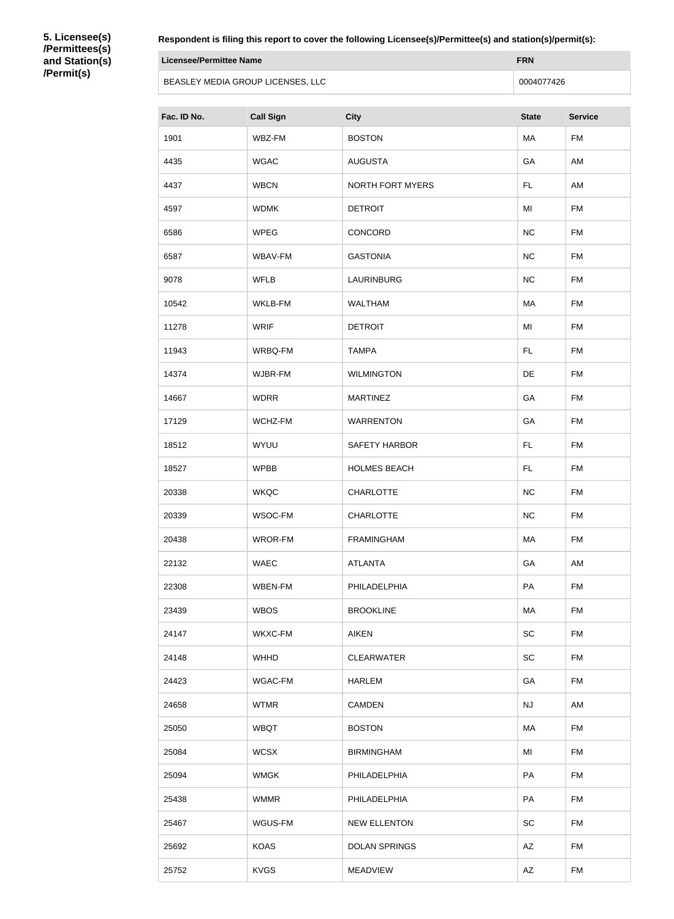**5. Licensee(s)/Permittees(s) and Station(s)/Permit(s)**

**Respondent is filing this report to cover the following Licensee(s)/Permittee(s) and station(s)/permit(s):**

| Licensee/Permittee Name | FRN |
| --- | --- |
| BEASLEY MEDIA GROUP LICENSES, LLC | 0004077426 |

| Fac. ID No. | Call Sign | City | State | Service |
| --- | --- | --- | --- | --- |
| 1901 | WBZ-FM | BOSTON | MA | FM |
| 4435 | WGAC | AUGUSTA | GA | AM |
| 4437 | WBCN | NORTH FORT MYERS | FL | AM |
| 4597 | WDMK | DETROIT | MI | FM |
| 6586 | WPEG | CONCORD | NC | FM |
| 6587 | WBAV-FM | GASTONIA | NC | FM |
| 9078 | WFLB | LAURINBURG | NC | FM |
| 10542 | WKLB-FM | WALTHAM | MA | FM |
| 11278 | WRIF | DETROIT | MI | FM |
| 11943 | WRBQ-FM | TAMPA | FL | FM |
| 14374 | WJBR-FM | WILMINGTON | DE | FM |
| 14667 | WDRR | MARTINEZ | GA | FM |
| 17129 | WCHZ-FM | WARRENTON | GA | FM |
| 18512 | WYUU | SAFETY HARBOR | FL | FM |
| 18527 | WPBB | HOLMES BEACH | FL | FM |
| 20338 | WKQC | CHARLOTTE | NC | FM |
| 20339 | WSOC-FM | CHARLOTTE | NC | FM |
| 20438 | WROR-FM | FRAMINGHAM | MA | FM |
| 22132 | WAEC | ATLANTA | GA | AM |
| 22308 | WBEN-FM | PHILADELPHIA | PA | FM |
| 23439 | WBOS | BROOKLINE | MA | FM |
| 24147 | WKXC-FM | AIKEN | SC | FM |
| 24148 | WHHD | CLEARWATER | SC | FM |
| 24423 | WGAC-FM | HARLEM | GA | FM |
| 24658 | WTMR | CAMDEN | NJ | AM |
| 25050 | WBQT | BOSTON | MA | FM |
| 25084 | WCSX | BIRMINGHAM | MI | FM |
| 25094 | WMGK | PHILADELPHIA | PA | FM |
| 25438 | WMMR | PHILADELPHIA | PA | FM |
| 25467 | WGUS-FM | NEW ELLENTON | SC | FM |
| 25692 | KOAS | DOLAN SPRINGS | AZ | FM |
| 25752 | KVGS | MEADVIEW | AZ | FM |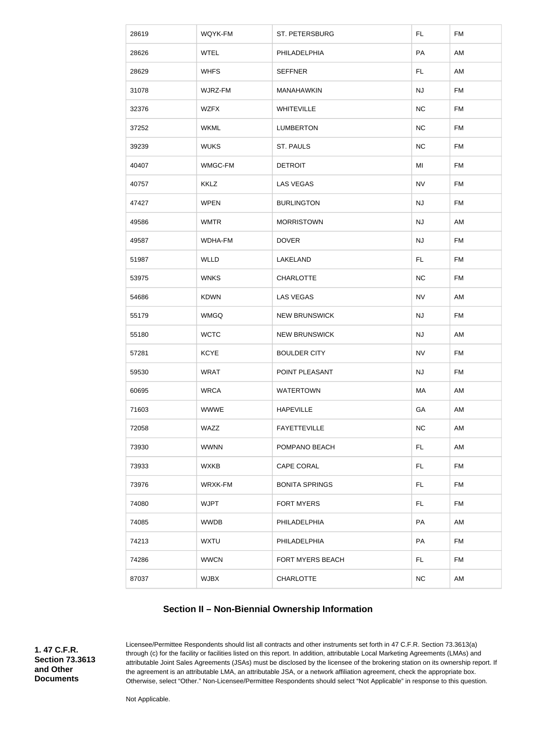| | | | | |
|---|---|---|---|---|
| 28619 | WQYK-FM | ST. PETERSBURG | FL | FM |
| 28626 | WTEL | PHILADELPHIA | PA | AM |
| 28629 | WHFS | SEFFNER | FL | AM |
| 31078 | WJRZ-FM | MANAHAWKIN | NJ | FM |
| 32376 | WZFX | WHITEVILLE | NC | FM |
| 37252 | WKML | LUMBERTON | NC | FM |
| 39239 | WUKS | ST. PAULS | NC | FM |
| 40407 | WMGC-FM | DETROIT | MI | FM |
| 40757 | KKLZ | LAS VEGAS | NV | FM |
| 47427 | WPEN | BURLINGTON | NJ | FM |
| 49586 | WMTR | MORRISTOWN | NJ | AM |
| 49587 | WDHA-FM | DOVER | NJ | FM |
| 51987 | WLLD | LAKELAND | FL | FM |
| 53975 | WNKS | CHARLOTTE | NC | FM |
| 54686 | KDWN | LAS VEGAS | NV | AM |
| 55179 | WMGQ | NEW BRUNSWICK | NJ | FM |
| 55180 | WCTC | NEW BRUNSWICK | NJ | AM |
| 57281 | KCYE | BOULDER CITY | NV | FM |
| 59530 | WRAT | POINT PLEASANT | NJ | FM |
| 60695 | WRCA | WATERTOWN | MA | AM |
| 71603 | WWWE | HAPEVILLE | GA | AM |
| 72058 | WAZZ | FAYETTEVILLE | NC | AM |
| 73930 | WWNN | POMPANO BEACH | FL | AM |
| 73933 | WXKB | CAPE CORAL | FL | FM |
| 73976 | WRXK-FM | BONITA SPRINGS | FL | FM |
| 74080 | WJPT | FORT MYERS | FL | FM |
| 74085 | WWDB | PHILADELPHIA | PA | AM |
| 74213 | WXTU | PHILADELPHIA | PA | FM |
| 74286 | WWCN | FORT MYERS BEACH | FL | FM |
| 87037 | WJBX | CHARLOTTE | NC | AM |

## Section II – Non-Biennial Ownership Information

**1. 47 C.F.R. Section 73.3613 and Other Documents**

Licensee/Permittee Respondents should list all contracts and other instruments set forth in 47 C.F.R. Section 73.3613(a) through (c) for the facility or facilities listed on this report. In addition, attributable Local Marketing Agreements (LMAs) and attributable Joint Sales Agreements (JSAs) must be disclosed by the licensee of the brokering station on its ownership report. If the agreement is an attributable LMA, an attributable JSA, or a network affiliation agreement, check the appropriate box. Otherwise, select "Other." Non-Licensee/Permittee Respondents should select "Not Applicable" in response to this question.

Not Applicable.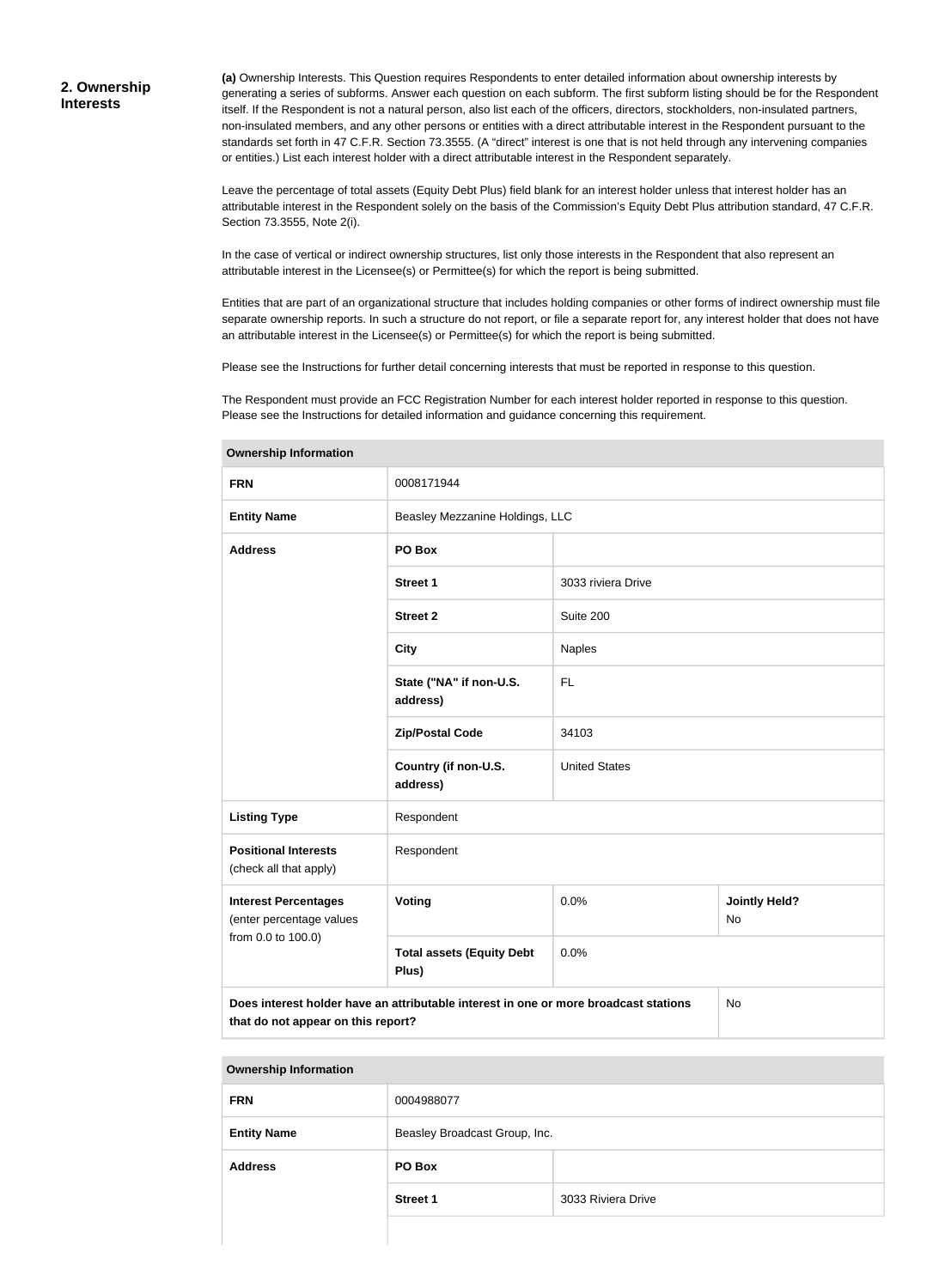## 2. Ownership Interests

**(a)** Ownership Interests. This Question requires Respondents to enter detailed information about ownership interests by generating a series of subforms. Answer each question on each subform. The first subform listing should be for the Respondent itself. If the Respondent is not a natural person, also list each of the officers, directors, stockholders, non-insulated partners, non-insulated members, and any other persons or entities with a direct attributable interest in the Respondent pursuant to the standards set forth in 47 C.F.R. Section 73.3555. (A "direct" interest is one that is not held through any intervening companies or entities.) List each interest holder with a direct attributable interest in the Respondent separately.

Leave the percentage of total assets (Equity Debt Plus) field blank for an interest holder unless that interest holder has an attributable interest in the Respondent solely on the basis of the Commission's Equity Debt Plus attribution standard, 47 C.F.R. Section 73.3555, Note 2(i).

In the case of vertical or indirect ownership structures, list only those interests in the Respondent that also represent an attributable interest in the Licensee(s) or Permittee(s) for which the report is being submitted.

Entities that are part of an organizational structure that includes holding companies or other forms of indirect ownership must file separate ownership reports. In such a structure do not report, or file a separate report for, any interest holder that does not have an attributable interest in the Licensee(s) or Permittee(s) for which the report is being submitted.

Please see the Instructions for further detail concerning interests that must be reported in response to this question.

The Respondent must provide an FCC Registration Number for each interest holder reported in response to this question. Please see the Instructions for detailed information and guidance concerning this requirement.

| **Ownership Information** | | | |
|---|---|---|---|
| **FRN** | 0008171944 | | |
| **Entity Name** | Beasley Mezzanine Holdings, LLC | | |
| **Address** | **PO Box** | | |
| | **Street 1** | 3033 riviera Drive | |
| | **Street 2** | Suite 200 | |
| | **City** | Naples | |
| | **State ("NA" if non-U.S. address)** | FL | |
| | **Zip/Postal Code** | 34103 | |
| | **Country (if non-U.S. address)** | United States | |
| **Listing Type** | Respondent | | |
| **Positional Interests** (check all that apply) | Respondent | | |
| **Interest Percentages** (enter percentage values from 0.0 to 100.0) | **Voting** | 0.0% | **Jointly Held?** No |
| | **Total assets (Equity Debt Plus)** | 0.0% | |
| **Does interest holder have an attributable interest in one or more broadcast stations that do not appear on this report?** | | | No |

| **Ownership Information** | | |
|---|---|---|
| **FRN** | 0004988077 | |
| **Entity Name** | Beasley Broadcast Group, Inc. | |
| **Address** | **PO Box** | |
| | **Street 1** | 3033 Riviera Drive |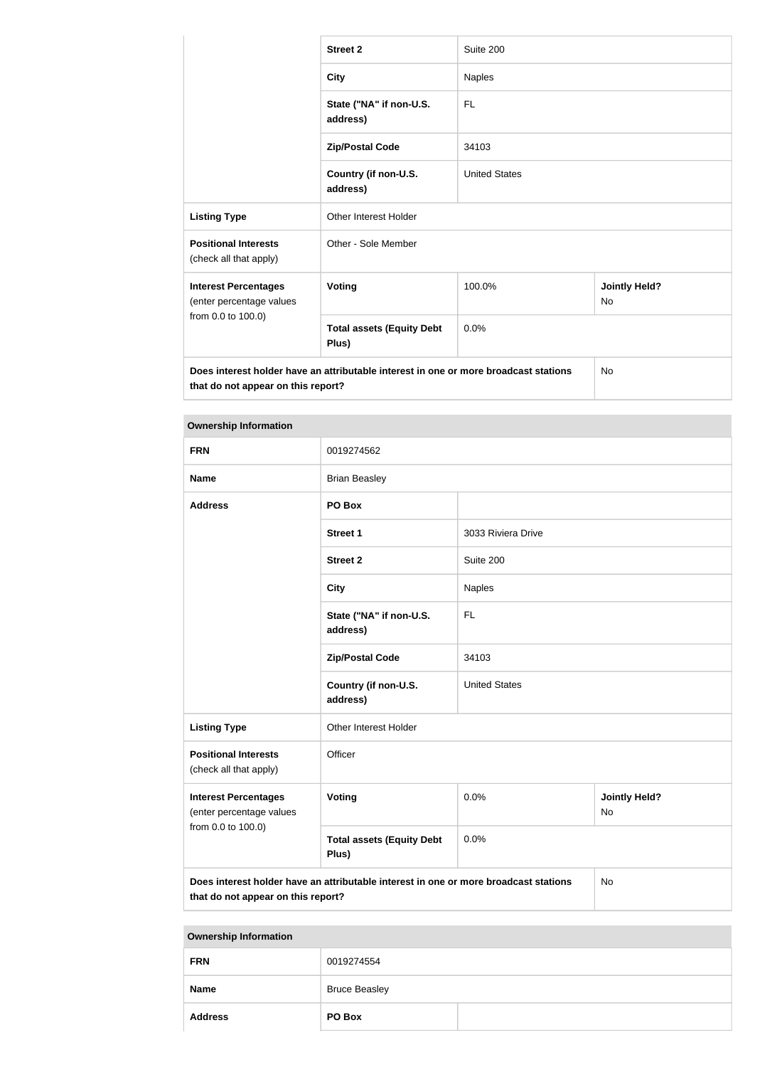| | | | |
|---|---|---|---|
| | **Street 2** | Suite 200 | |
| | **City** | Naples | |
| | **State ("NA" if non-U.S. address)** | FL | |
| | **Zip/Postal Code** | 34103 | |
| | **Country (if non-U.S. address)** | United States | |
| **Listing Type** | Other Interest Holder | | |
| **Positional Interests** (check all that apply) | Other - Sole Member | | |
| **Interest Percentages** (enter percentage values from 0.0 to 100.0) | **Voting** | 100.0% | **Jointly Held?** No |
| | **Total assets (Equity Debt Plus)** | 0.0% | |
| **Does interest holder have an attributable interest in one or more broadcast stations that do not appear on this report?** | | | No |

| **Ownership Information** | | | |
|---|---|---|---|
| **FRN** | 0019274562 | | |
| **Name** | Brian Beasley | | |
| **Address** | **PO Box** | | |
| | **Street 1** | 3033 Riviera Drive | |
| | **Street 2** | Suite 200 | |
| | **City** | Naples | |
| | **State ("NA" if non-U.S. address)** | FL | |
| | **Zip/Postal Code** | 34103 | |
| | **Country (if non-U.S. address)** | United States | |
| **Listing Type** | Other Interest Holder | | |
| **Positional Interests** (check all that apply) | Officer | | |
| **Interest Percentages** (enter percentage values from 0.0 to 100.0) | **Voting** | 0.0% | **Jointly Held?** No |
| | **Total assets (Equity Debt Plus)** | 0.0% | |
| **Does interest holder have an attributable interest in one or more broadcast stations that do not appear on this report?** | | | No |

| **Ownership Information** | | |
|---|---|---|
| **FRN** | 0019274554 | |
| **Name** | Bruce Beasley | |
| **Address** | **PO Box** | |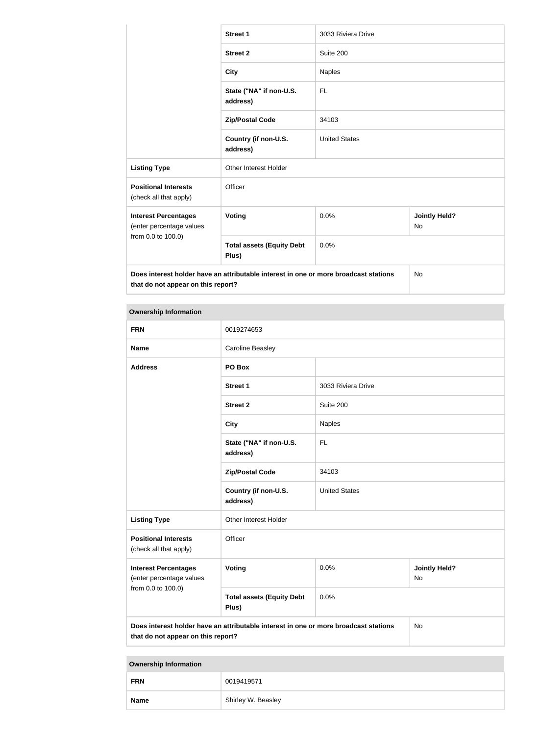| | | |
|---|---|---|
| | **Street 1** | 3033 Riviera Drive |
| | **Street 2** | Suite 200 |
| | **City** | Naples |
| | **State ("NA" if non-U.S. address)** | FL |
| | **Zip/Postal Code** | 34103 |
| | **Country (if non-U.S. address)** | United States |
| **Listing Type** | Other Interest Holder | |
| **Positional Interests** (check all that apply) | Officer | |
| **Interest Percentages** (enter percentage values from 0.0 to 100.0) | **Voting** | 0.0% | **Jointly Held?** No |
| | **Total assets (Equity Debt Plus)** | 0.0% |
| **Does interest holder have an attributable interest in one or more broadcast stations that do not appear on this report?** | | No |

| **Ownership Information** | | | |
|---|---|---|---|
| **FRN** | 0019274653 | | |
| **Name** | Caroline Beasley | | |
| **Address** | **PO Box** | | |
| | **Street 1** | 3033 Riviera Drive | |
| | **Street 2** | Suite 200 | |
| | **City** | Naples | |
| | **State ("NA" if non-U.S. address)** | FL | |
| | **Zip/Postal Code** | 34103 | |
| | **Country (if non-U.S. address)** | United States | |
| **Listing Type** | Other Interest Holder | | |
| **Positional Interests** (check all that apply) | Officer | | |
| **Interest Percentages** (enter percentage values from 0.0 to 100.0) | **Voting** | 0.0% | **Jointly Held?** No |
| | **Total assets (Equity Debt Plus)** | 0.0% | |
| **Does interest holder have an attributable interest in one or more broadcast stations that do not appear on this report?** | | | No |

| **Ownership Information** | |
|---|---|
| **FRN** | 0019419571 |
| **Name** | Shirley W. Beasley |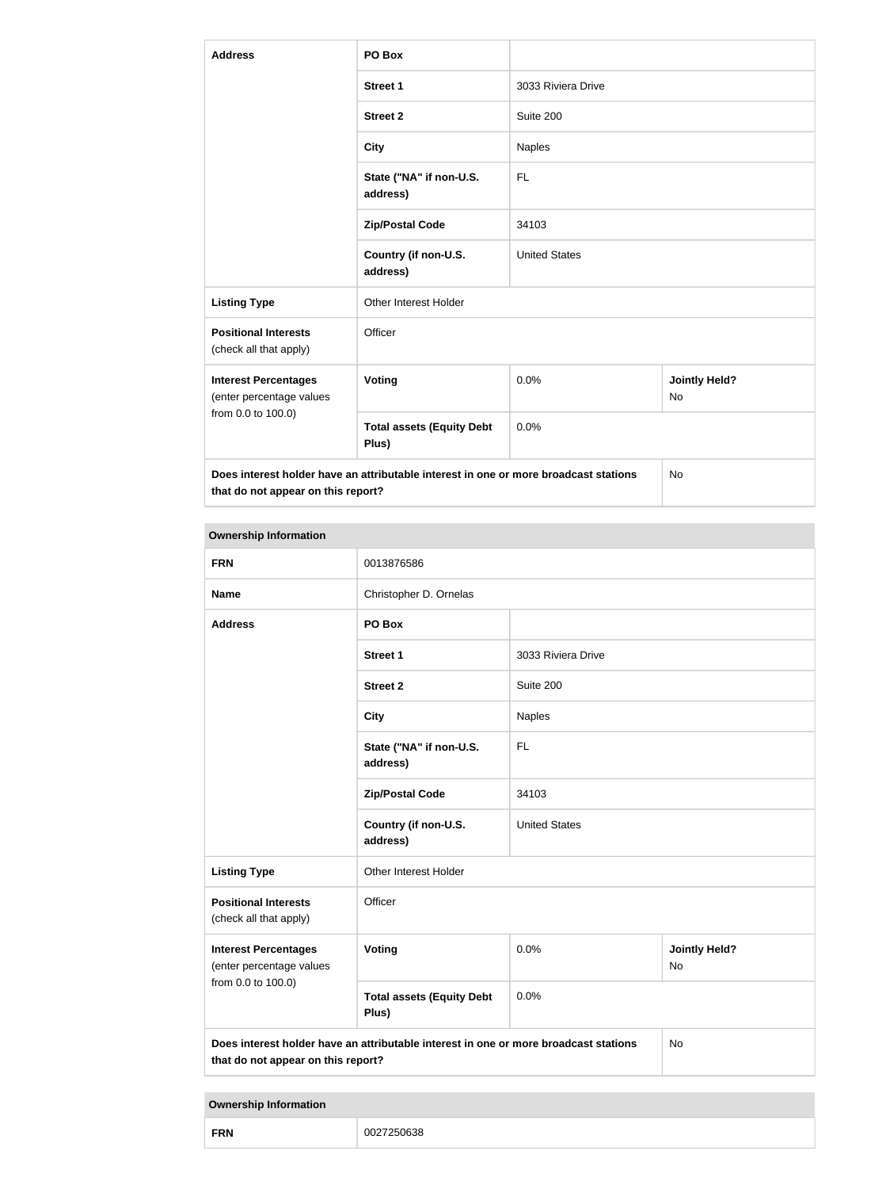| Address | PO Box | | |
|---|---|---|---|
| | Street 1 | 3033 Riviera Drive | |
| | Street 2 | Suite 200 | |
| | City | Naples | |
| | State ("NA" if non-U.S. address) | FL | |
| | Zip/Postal Code | 34103 | |
| | Country (if non-U.S. address) | United States | |
| Listing Type | Other Interest Holder | | |
| Positional Interests (check all that apply) | Officer | | |
| Interest Percentages (enter percentage values from 0.0 to 100.0) | Voting | 0.0% | Jointly Held? No |
| | Total assets (Equity Debt Plus) | 0.0% | |
| Does interest holder have an attributable interest in one or more broadcast stations that do not appear on this report? | | | No |

| Ownership Information | | | |
|---|---|---|---|
| FRN | 0013876586 | | |
| Name | Christopher D. Ornelas | | |
| Address | PO Box | | |
| | Street 1 | 3033 Riviera Drive | |
| | Street 2 | Suite 200 | |
| | City | Naples | |
| | State ("NA" if non-U.S. address) | FL | |
| | Zip/Postal Code | 34103 | |
| | Country (if non-U.S. address) | United States | |
| Listing Type | Other Interest Holder | | |
| Positional Interests (check all that apply) | Officer | | |
| Interest Percentages (enter percentage values from 0.0 to 100.0) | Voting | 0.0% | Jointly Held? No |
| | Total assets (Equity Debt Plus) | 0.0% | |
| Does interest holder have an attributable interest in one or more broadcast stations that do not appear on this report? | | | No |

| Ownership Information | |
|---|---|
| FRN | 0027250638 |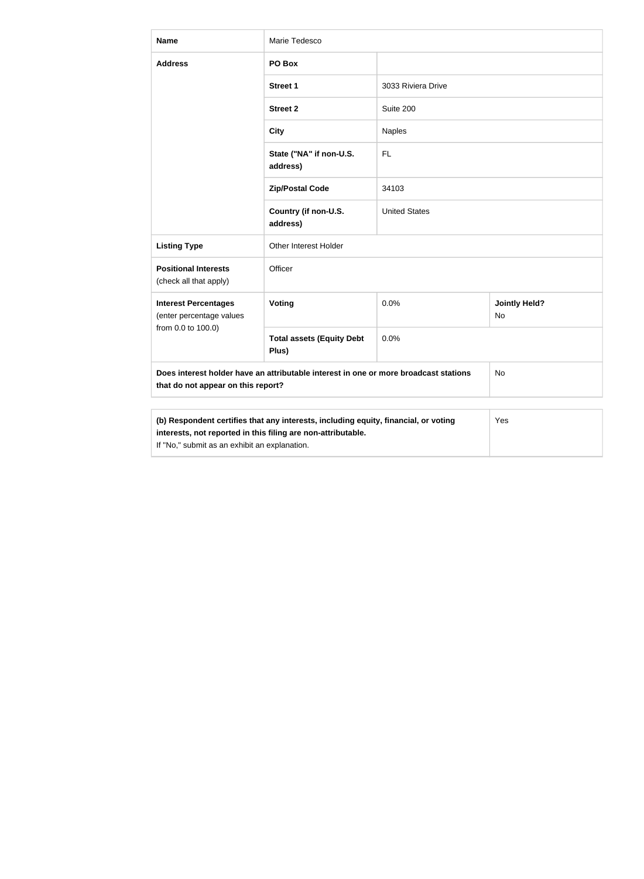| Name | Marie Tedesco | | |
|---|---|---|---|
| **Address** | **PO Box** | | |
| | **Street 1** | 3033 Riviera Drive | |
| | **Street 2** | Suite 200 | |
| | **City** | Naples | |
| | **State ("NA" if non-U.S. address)** | FL | |
| | **Zip/Postal Code** | 34103 | |
| | **Country (if non-U.S. address)** | United States | |
| **Listing Type** | Other Interest Holder | | |
| **Positional Interests** (check all that apply) | Officer | | |
| **Interest Percentages** (enter percentage values from 0.0 to 100.0) | **Voting** | 0.0% | **Jointly Held?** No |
| | **Total assets (Equity Debt Plus)** | 0.0% | |
| **Does interest holder have an attributable interest in one or more broadcast stations that do not appear on this report?** | | | No |

| **(b) Respondent certifies that any interests, including equity, financial, or voting interests, not reported in this filing are non-attributable.** If "No," submit as an exhibit an explanation. | Yes |
|---|---|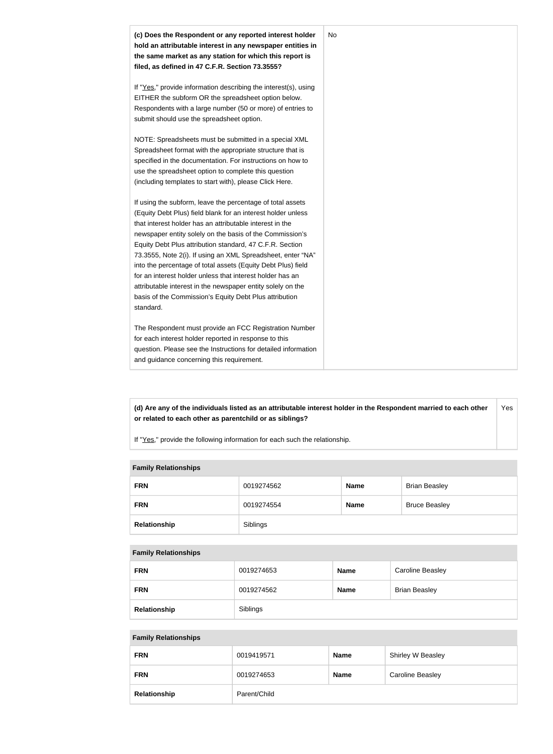| **(c) Does the Respondent or any reported interest holder hold an attributable interest in any newspaper entities in the same market as any station for which this report is filed, as defined in 47 C.F.R. Section 73.3555?**<br><br>If "Yes," provide information describing the interest(s), using EITHER the subform OR the spreadsheet option below. Respondents with a large number (50 or more) of entries to submit should use the spreadsheet option.<br><br>NOTE: Spreadsheets must be submitted in a special XML Spreadsheet format with the appropriate structure that is specified in the documentation. For instructions on how to use the spreadsheet option to complete this question (including templates to start with), please Click Here.<br><br>If using the subform, leave the percentage of total assets (Equity Debt Plus) field blank for an interest holder unless that interest holder has an attributable interest in the newspaper entity solely on the basis of the Commission's Equity Debt Plus attribution standard, 47 C.F.R. Section 73.3555, Note 2(i). If using an XML Spreadsheet, enter "NA" into the percentage of total assets (Equity Debt Plus) field for an interest holder unless that interest holder has an attributable interest in the newspaper entity solely on the basis of the Commission's Equity Debt Plus attribution standard.<br><br>The Respondent must provide an FCC Registration Number for each interest holder reported in response to this question. Please see the Instructions for detailed information and guidance concerning this requirement. | No |
|---|---|

| **(d) Are any of the individuals listed as an attributable interest holder in the Respondent married to each other or related to each other as parentchild or as siblings?**<br><br>If "Yes," provide the following information for each such the relationship. | Yes |
|---|---|

| **Family Relationships** | | | |
|---|---|---|---|
| **FRN** | 0019274562 | **Name** | Brian Beasley |
| **FRN** | 0019274554 | **Name** | Bruce Beasley |
| **Relationship** | Siblings | | |

| **Family Relationships** | | | |
|---|---|---|---|
| **FRN** | 0019274653 | **Name** | Caroline Beasley |
| **FRN** | 0019274562 | **Name** | Brian Beasley |
| **Relationship** | Siblings | | |

| **Family Relationships** | | | |
|---|---|---|---|
| **FRN** | 0019419571 | **Name** | Shirley W Beasley |
| **FRN** | 0019274653 | **Name** | Caroline Beasley |
| **Relationship** | Parent/Child | | |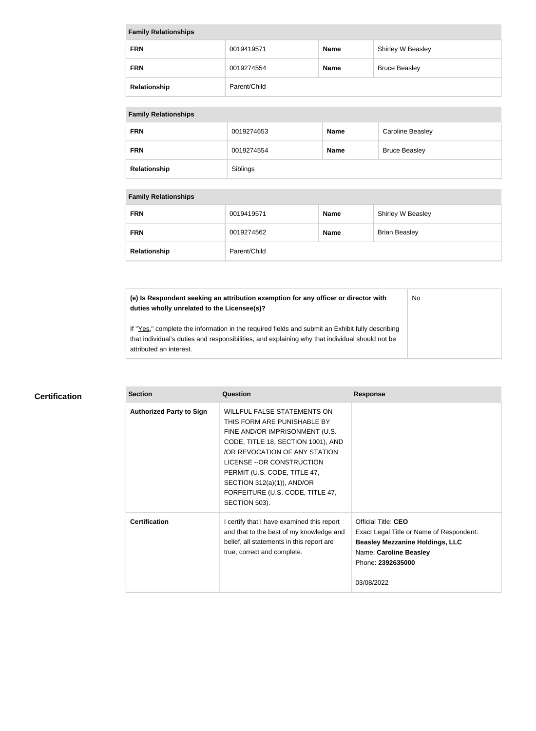| Family Relationships | | | |
|---|---|---|---|
| **FRN** | 0019419571 | **Name** | Shirley W Beasley |
| **FRN** | 0019274554 | **Name** | Bruce Beasley |
| **Relationship** | Parent/Child | | |

| Family Relationships | | | |
|---|---|---|---|
| **FRN** | 0019274653 | **Name** | Caroline Beasley |
| **FRN** | 0019274554 | **Name** | Bruce Beasley |
| **Relationship** | Siblings | | |

| Family Relationships | | | |
|---|---|---|---|
| **FRN** | 0019419571 | **Name** | Shirley W Beasley |
| **FRN** | 0019274562 | **Name** | Brian Beasley |
| **Relationship** | Parent/Child | | |

| | |
|---|---|
| **(e) Is Respondent seeking an attribution exemption for any officer or director with duties wholly unrelated to the Licensee(s)?**<br><br>If "Yes," complete the information in the required fields and submit an Exhibit fully describing that individual's duties and responsibilities, and explaining why that individual should not be attributed an interest. | No |

## Certification

| Section | Question | Response |
|---|---|---|
| **Authorized Party to Sign** | WILLFUL FALSE STATEMENTS ON THIS FORM ARE PUNISHABLE BY FINE AND/OR IMPRISONMENT (U.S. CODE, TITLE 18, SECTION 1001), AND /OR REVOCATION OF ANY STATION LICENSE --OR CONSTRUCTION PERMIT (U.S. CODE, TITLE 47, SECTION 312(a)(1)), AND/OR FORFEITURE (U.S. CODE, TITLE 47, SECTION 503). | |
| **Certification** | I certify that I have examined this report and that to the best of my knowledge and belief, all statements in this report are true, correct and complete. | Official Title: **CEO**<br>Exact Legal Title or Name of Respondent: **Beasley Mezzanine Holdings, LLC**<br>Name: **Caroline Beasley**<br>Phone: **2392635000**<br><br>03/08/2022 |